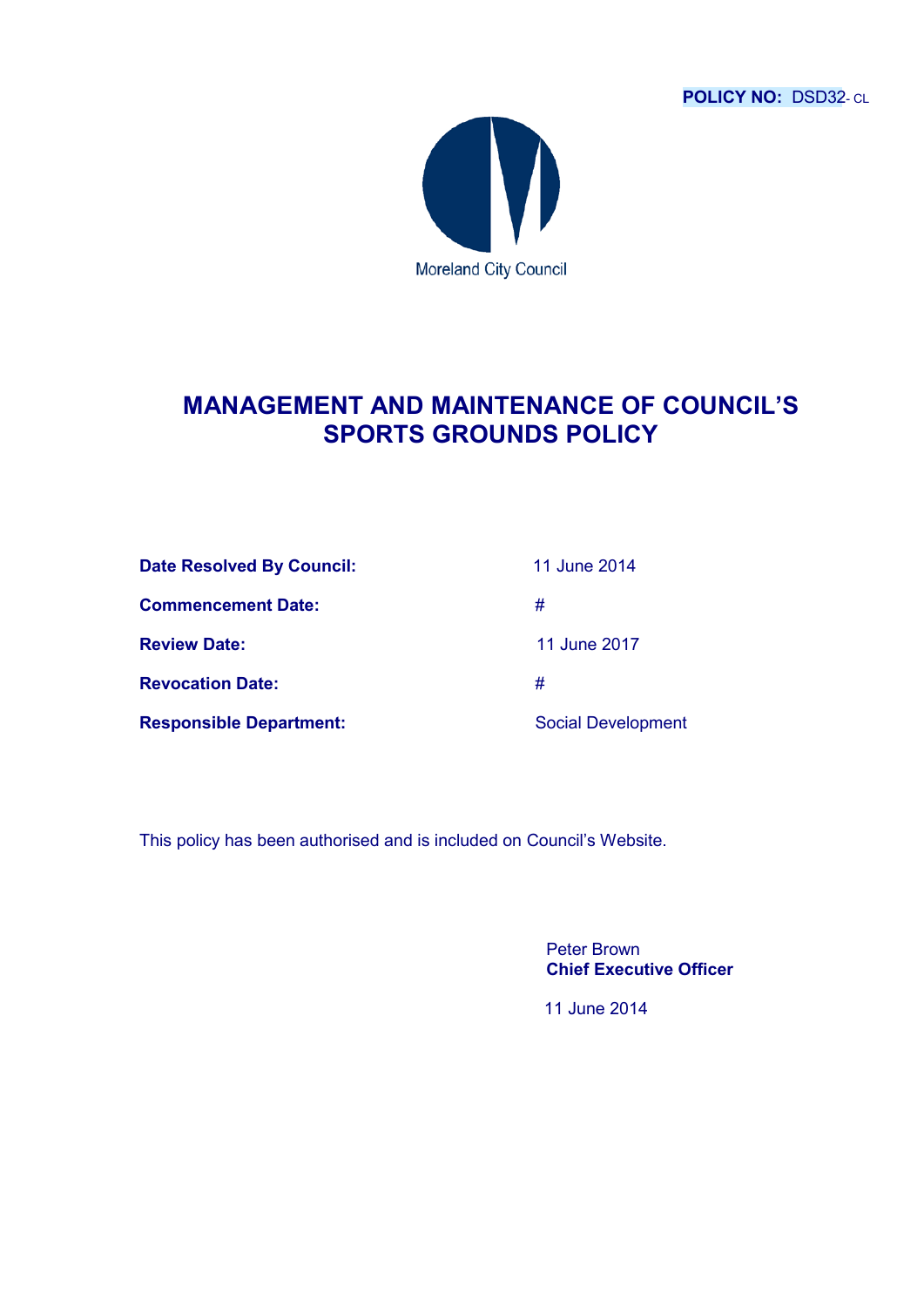**POLICY NO:** DSD32- CL

Moreland City Council

# MANAGEMENT AND MAINTENANCE OF COUNCIL'S SPORTS GROUNDS POLICY

| | |
|---|---|
| **Date Resolved By Council:** | 11 June 2014 |
| **Commencement Date:** | # |
| **Review Date:** | 11 June 2017 |
| **Revocation Date:** | # |
| **Responsible Department:** | Social Development |

This policy has been authorised and is included on Council's Website.

Peter Brown
**Chief Executive Officer**

11 June 2014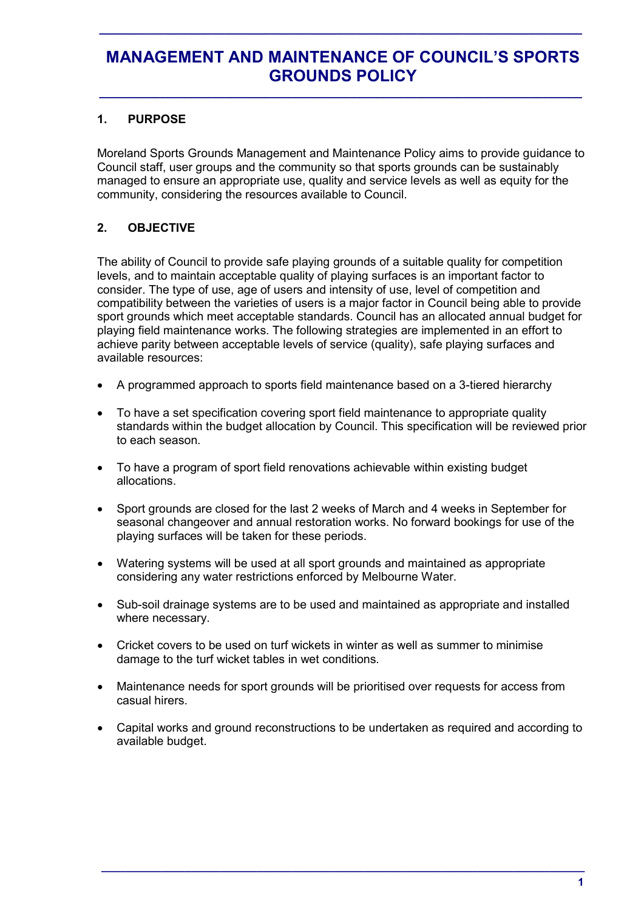# MANAGEMENT AND MAINTENANCE OF COUNCIL'S SPORTS GROUNDS POLICY

## 1. PURPOSE

Moreland Sports Grounds Management and Maintenance Policy aims to provide guidance to Council staff, user groups and the community so that sports grounds can be sustainably managed to ensure an appropriate use, quality and service levels as well as equity for the community, considering the resources available to Council.

## 2. OBJECTIVE

The ability of Council to provide safe playing grounds of a suitable quality for competition levels, and to maintain acceptable quality of playing surfaces is an important factor to consider. The type of use, age of users and intensity of use, level of competition and compatibility between the varieties of users is a major factor in Council being able to provide sport grounds which meet acceptable standards. Council has an allocated annual budget for playing field maintenance works. The following strategies are implemented in an effort to achieve parity between acceptable levels of service (quality), safe playing surfaces and available resources:

- A programmed approach to sports field maintenance based on a 3-tiered hierarchy
- To have a set specification covering sport field maintenance to appropriate quality standards within the budget allocation by Council. This specification will be reviewed prior to each season.
- To have a program of sport field renovations achievable within existing budget allocations.
- Sport grounds are closed for the last 2 weeks of March and 4 weeks in September for seasonal changeover and annual restoration works. No forward bookings for use of the playing surfaces will be taken for these periods.
- Watering systems will be used at all sport grounds and maintained as appropriate considering any water restrictions enforced by Melbourne Water.
- Sub-soil drainage systems are to be used and maintained as appropriate and installed where necessary.
- Cricket covers to be used on turf wickets in winter as well as summer to minimise damage to the turf wicket tables in wet conditions.
- Maintenance needs for sport grounds will be prioritised over requests for access from casual hirers.
- Capital works and ground reconstructions to be undertaken as required and according to available budget.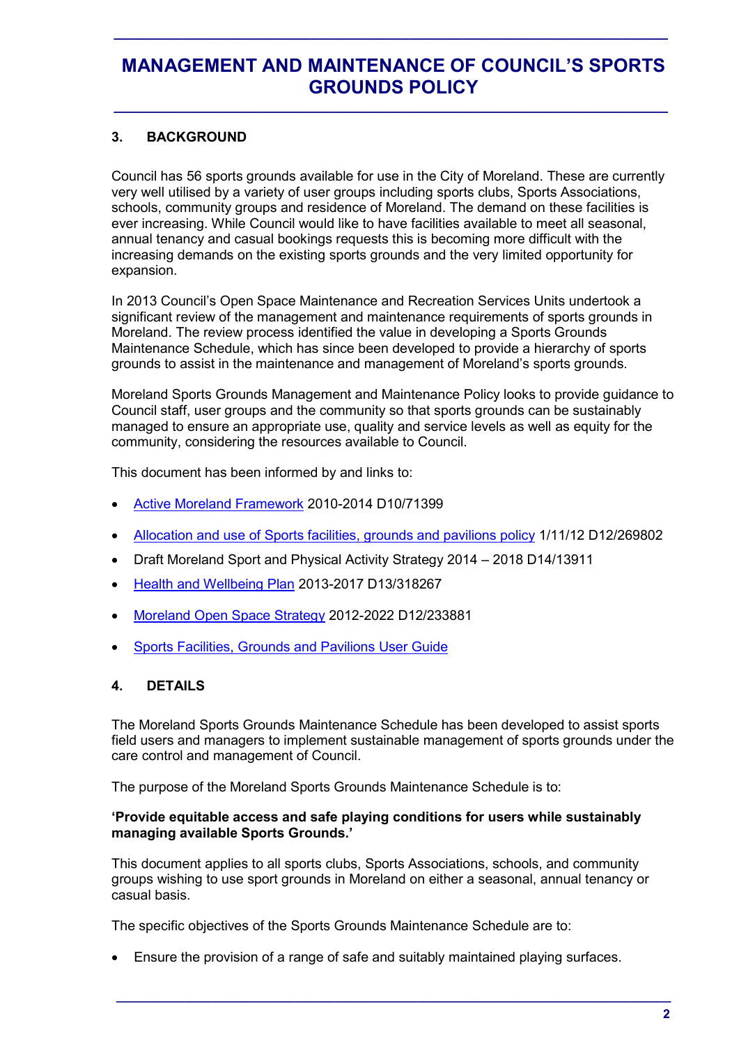# MANAGEMENT AND MAINTENANCE OF COUNCIL'S SPORTS GROUNDS POLICY

## 3. BACKGROUND

Council has 56 sports grounds available for use in the City of Moreland. These are currently very well utilised by a variety of user groups including sports clubs, Sports Associations, schools, community groups and residence of Moreland. The demand on these facilities is ever increasing. While Council would like to have facilities available to meet all seasonal, annual tenancy and casual bookings requests this is becoming more difficult with the increasing demands on the existing sports grounds and the very limited opportunity for expansion.

In 2013 Council's Open Space Maintenance and Recreation Services Units undertook a significant review of the management and maintenance requirements of sports grounds in Moreland. The review process identified the value in developing a Sports Grounds Maintenance Schedule, which has since been developed to provide a hierarchy of sports grounds to assist in the maintenance and management of Moreland's sports grounds.

Moreland Sports Grounds Management and Maintenance Policy looks to provide guidance to Council staff, user groups and the community so that sports grounds can be sustainably managed to ensure an appropriate use, quality and service levels as well as equity for the community, considering the resources available to Council.

This document has been informed by and links to:

- Active Moreland Framework 2010-2014 D10/71399
- Allocation and use of Sports facilities, grounds and pavilions policy 1/11/12 D12/269802
- Draft Moreland Sport and Physical Activity Strategy 2014 – 2018 D14/13911
- Health and Wellbeing Plan 2013-2017 D13/318267
- Moreland Open Space Strategy 2012-2022 D12/233881
- Sports Facilities, Grounds and Pavilions User Guide

## 4. DETAILS

The Moreland Sports Grounds Maintenance Schedule has been developed to assist sports field users and managers to implement sustainable management of sports grounds under the care control and management of Council.

The purpose of the Moreland Sports Grounds Maintenance Schedule is to:

**'Provide equitable access and safe playing conditions for users while sustainably managing available Sports Grounds.'**

This document applies to all sports clubs, Sports Associations, schools, and community groups wishing to use sport grounds in Moreland on either a seasonal, annual tenancy or casual basis.

The specific objectives of the Sports Grounds Maintenance Schedule are to:

- Ensure the provision of a range of safe and suitably maintained playing surfaces.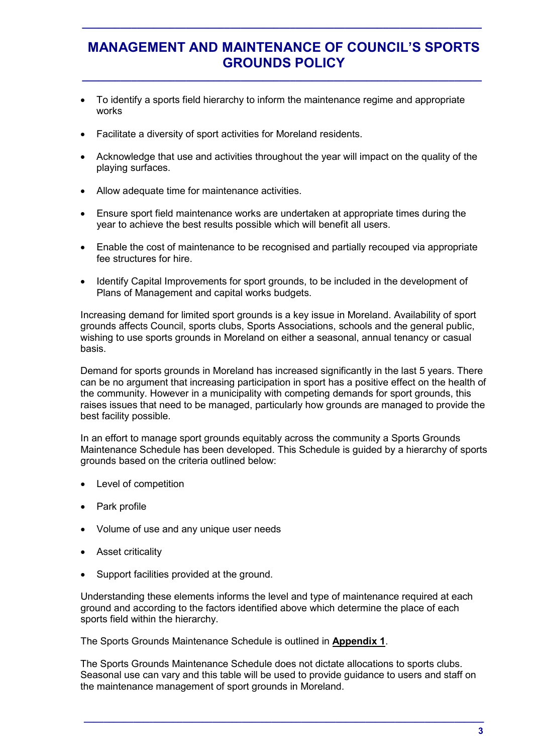- To identify a sports field hierarchy to inform the maintenance regime and appropriate works
- Facilitate a diversity of sport activities for Moreland residents.
- Acknowledge that use and activities throughout the year will impact on the quality of the playing surfaces.
- Allow adequate time for maintenance activities.
- Ensure sport field maintenance works are undertaken at appropriate times during the year to achieve the best results possible which will benefit all users.
- Enable the cost of maintenance to be recognised and partially recouped via appropriate fee structures for hire.
- Identify Capital Improvements for sport grounds, to be included in the development of Plans of Management and capital works budgets.

Increasing demand for limited sport grounds is a key issue in Moreland. Availability of sport grounds affects Council, sports clubs, Sports Associations, schools and the general public, wishing to use sports grounds in Moreland on either a seasonal, annual tenancy or casual basis.

Demand for sports grounds in Moreland has increased significantly in the last 5 years. There can be no argument that increasing participation in sport has a positive effect on the health of the community. However in a municipality with competing demands for sport grounds, this raises issues that need to be managed, particularly how grounds are managed to provide the best facility possible.

In an effort to manage sport grounds equitably across the community a Sports Grounds Maintenance Schedule has been developed. This Schedule is guided by a hierarchy of sports grounds based on the criteria outlined below:

- Level of competition
- Park profile
- Volume of use and any unique user needs
- Asset criticality
- Support facilities provided at the ground.

Understanding these elements informs the level and type of maintenance required at each ground and according to the factors identified above which determine the place of each sports field within the hierarchy.

The Sports Grounds Maintenance Schedule is outlined in **Appendix 1**.

The Sports Grounds Maintenance Schedule does not dictate allocations to sports clubs. Seasonal use can vary and this table will be used to provide guidance to users and staff on the maintenance management of sport grounds in Moreland.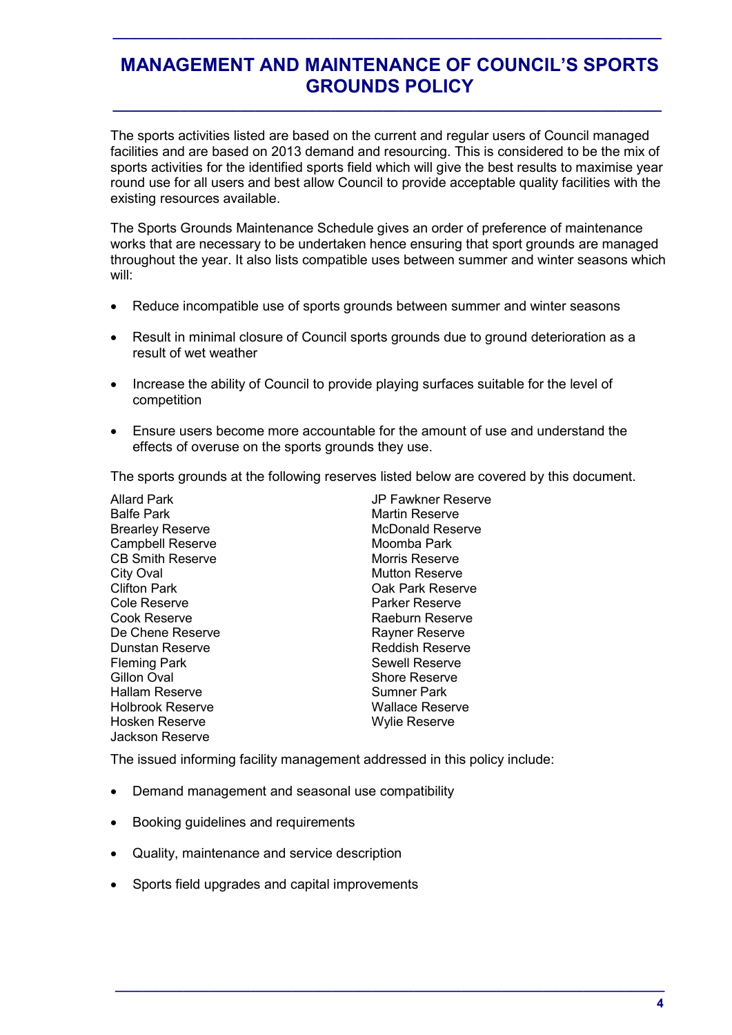# MANAGEMENT AND MAINTENANCE OF COUNCIL'S SPORTS GROUNDS POLICY

The sports activities listed are based on the current and regular users of Council managed facilities and are based on 2013 demand and resourcing. This is considered to be the mix of sports activities for the identified sports field which will give the best results to maximise year round use for all users and best allow Council to provide acceptable quality facilities with the existing resources available.

The Sports Grounds Maintenance Schedule gives an order of preference of maintenance works that are necessary to be undertaken hence ensuring that sport grounds are managed throughout the year. It also lists compatible uses between summer and winter seasons which will:

- Reduce incompatible use of sports grounds between summer and winter seasons
- Result in minimal closure of Council sports grounds due to ground deterioration as a result of wet weather
- Increase the ability of Council to provide playing surfaces suitable for the level of competition
- Ensure users become more accountable for the amount of use and understand the effects of overuse on the sports grounds they use.

The sports grounds at the following reserves listed below are covered by this document.

Allard Park
Balfe Park
Brearley Reserve
Campbell Reserve
CB Smith Reserve
City Oval
Clifton Park
Cole Reserve
Cook Reserve
De Chene Reserve
Dunstan Reserve
Fleming Park
Gillon Oval
Hallam Reserve
Holbrook Reserve
Hosken Reserve
Jackson Reserve
JP Fawkner Reserve
Martin Reserve
McDonald Reserve
Moomba Park
Morris Reserve
Mutton Reserve
Oak Park Reserve
Parker Reserve
Raeburn Reserve
Rayner Reserve
Reddish Reserve
Sewell Reserve
Shore Reserve
Sumner Park
Wallace Reserve
Wylie Reserve

The issued informing facility management addressed in this policy include:

- Demand management and seasonal use compatibility
- Booking guidelines and requirements
- Quality, maintenance and service description
- Sports field upgrades and capital improvements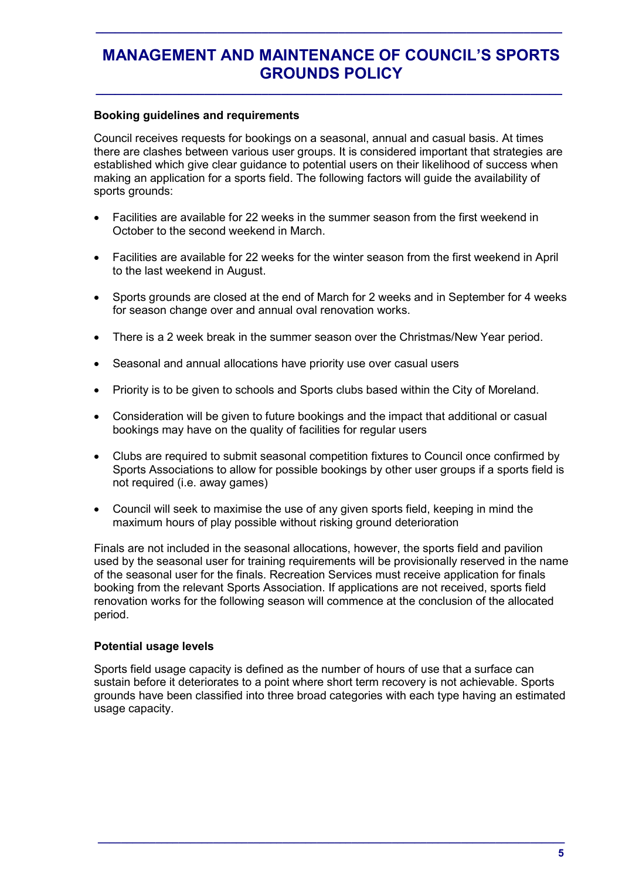### Booking guidelines and requirements

Council receives requests for bookings on a seasonal, annual and casual basis. At times there are clashes between various user groups. It is considered important that strategies are established which give clear guidance to potential users on their likelihood of success when making an application for a sports field. The following factors will guide the availability of sports grounds:

- Facilities are available for 22 weeks in the summer season from the first weekend in October to the second weekend in March.
- Facilities are available for 22 weeks for the winter season from the first weekend in April to the last weekend in August.
- Sports grounds are closed at the end of March for 2 weeks and in September for 4 weeks for season change over and annual oval renovation works.
- There is a 2 week break in the summer season over the Christmas/New Year period.
- Seasonal and annual allocations have priority use over casual users
- Priority is to be given to schools and Sports clubs based within the City of Moreland.
- Consideration will be given to future bookings and the impact that additional or casual bookings may have on the quality of facilities for regular users
- Clubs are required to submit seasonal competition fixtures to Council once confirmed by Sports Associations to allow for possible bookings by other user groups if a sports field is not required (i.e. away games)
- Council will seek to maximise the use of any given sports field, keeping in mind the maximum hours of play possible without risking ground deterioration

Finals are not included in the seasonal allocations, however, the sports field and pavilion used by the seasonal user for training requirements will be provisionally reserved in the name of the seasonal user for the finals. Recreation Services must receive application for finals booking from the relevant Sports Association. If applications are not received, sports field renovation works for the following season will commence at the conclusion of the allocated period.

### Potential usage levels

Sports field usage capacity is defined as the number of hours of use that a surface can sustain before it deteriorates to a point where short term recovery is not achievable. Sports grounds have been classified into three broad categories with each type having an estimated usage capacity.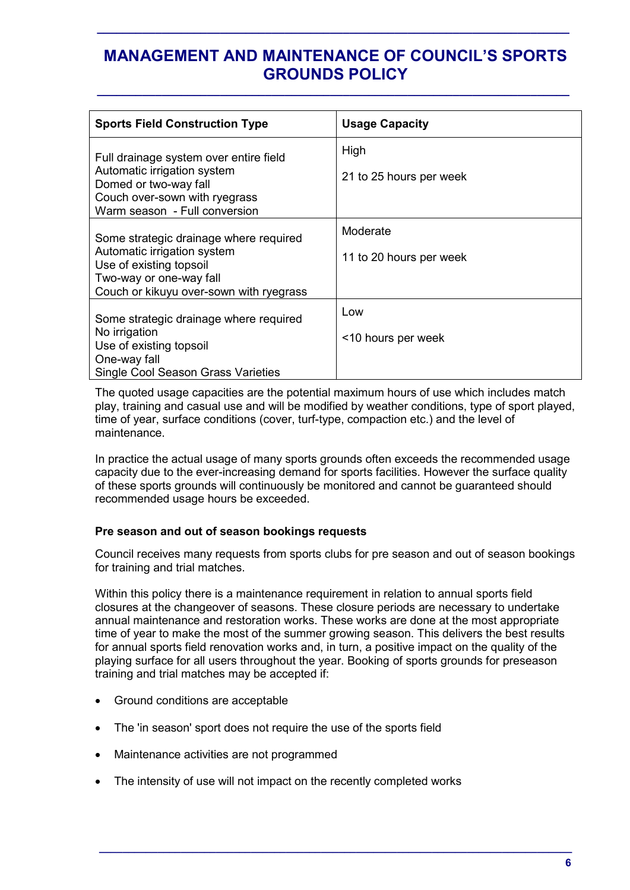| Sports Field Construction Type | Usage Capacity |
|---|---|
| Full drainage system over entire field<br>Automatic irrigation system<br>Domed or two-way fall<br>Couch over-sown with ryegrass<br>Warm season - Full conversion | High<br><br>21 to 25 hours per week |
| Some strategic drainage where required<br>Automatic irrigation system<br>Use of existing topsoil<br>Two-way or one-way fall<br>Couch or kikuyu over-sown with ryegrass | Moderate<br><br>11 to 20 hours per week |
| Some strategic drainage where required<br>No irrigation<br>Use of existing topsoil<br>One-way fall<br>Single Cool Season Grass Varieties | Low<br><br><10 hours per week |

The quoted usage capacities are the potential maximum hours of use which includes match play, training and casual use and will be modified by weather conditions, type of sport played, time of year, surface conditions (cover, turf-type, compaction etc.) and the level of maintenance.

In practice the actual usage of many sports grounds often exceeds the recommended usage capacity due to the ever-increasing demand for sports facilities. However the surface quality of these sports grounds will continuously be monitored and cannot be guaranteed should recommended usage hours be exceeded.

**Pre season and out of season bookings requests**

Council receives many requests from sports clubs for pre season and out of season bookings for training and trial matches.

Within this policy there is a maintenance requirement in relation to annual sports field closures at the changeover of seasons. These closure periods are necessary to undertake annual maintenance and restoration works. These works are done at the most appropriate time of year to make the most of the summer growing season. This delivers the best results for annual sports field renovation works and, in turn, a positive impact on the quality of the playing surface for all users throughout the year. Booking of sports grounds for preseason training and trial matches may be accepted if:

- Ground conditions are acceptable
- The 'in season' sport does not require the use of the sports field
- Maintenance activities are not programmed
- The intensity of use will not impact on the recently completed works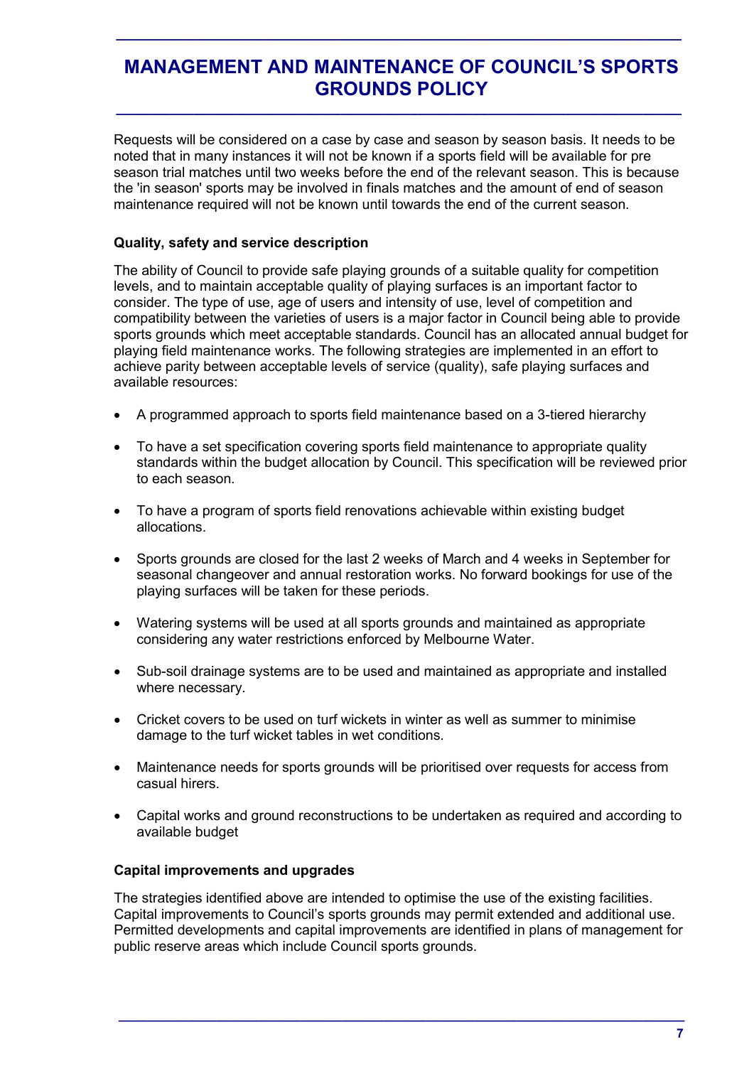Requests will be considered on a case by case and season by season basis. It needs to be noted that in many instances it will not be known if a sports field will be available for pre season trial matches until two weeks before the end of the relevant season. This is because the 'in season' sports may be involved in finals matches and the amount of end of season maintenance required will not be known until towards the end of the current season.

### Quality, safety and service description

The ability of Council to provide safe playing grounds of a suitable quality for competition levels, and to maintain acceptable quality of playing surfaces is an important factor to consider. The type of use, age of users and intensity of use, level of competition and compatibility between the varieties of users is a major factor in Council being able to provide sports grounds which meet acceptable standards. Council has an allocated annual budget for playing field maintenance works. The following strategies are implemented in an effort to achieve parity between acceptable levels of service (quality), safe playing surfaces and available resources:

- A programmed approach to sports field maintenance based on a 3-tiered hierarchy
- To have a set specification covering sports field maintenance to appropriate quality standards within the budget allocation by Council. This specification will be reviewed prior to each season.
- To have a program of sports field renovations achievable within existing budget allocations.
- Sports grounds are closed for the last 2 weeks of March and 4 weeks in September for seasonal changeover and annual restoration works. No forward bookings for use of the playing surfaces will be taken for these periods.
- Watering systems will be used at all sports grounds and maintained as appropriate considering any water restrictions enforced by Melbourne Water.
- Sub-soil drainage systems are to be used and maintained as appropriate and installed where necessary.
- Cricket covers to be used on turf wickets in winter as well as summer to minimise damage to the turf wicket tables in wet conditions.
- Maintenance needs for sports grounds will be prioritised over requests for access from casual hirers.
- Capital works and ground reconstructions to be undertaken as required and according to available budget

### Capital improvements and upgrades

The strategies identified above are intended to optimise the use of the existing facilities. Capital improvements to Council's sports grounds may permit extended and additional use. Permitted developments and capital improvements are identified in plans of management for public reserve areas which include Council sports grounds.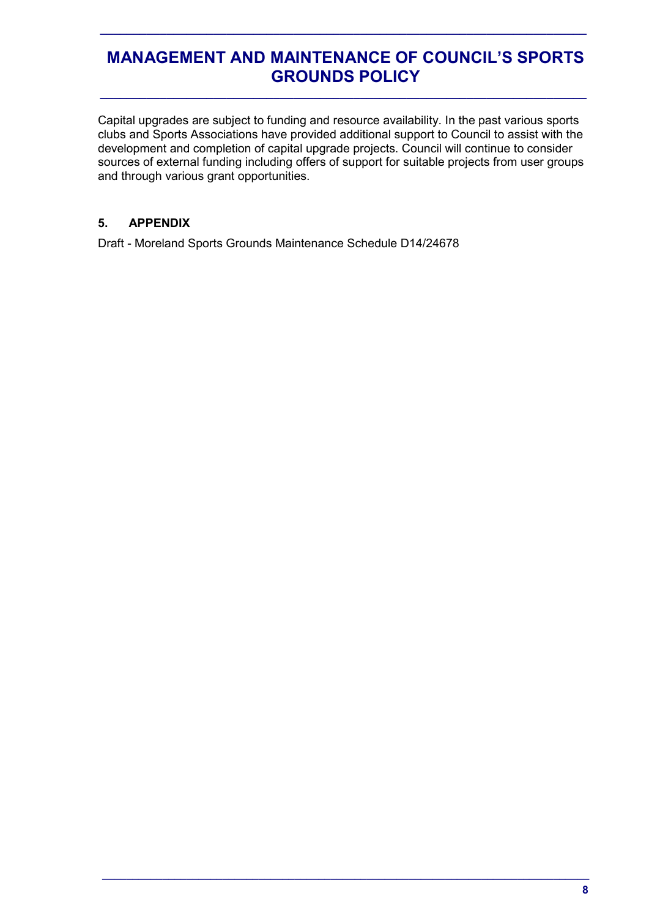Capital upgrades are subject to funding and resource availability. In the past various sports clubs and Sports Associations have provided additional support to Council to assist with the development and completion of capital upgrade projects. Council will continue to consider sources of external funding including offers of support for suitable projects from user groups and through various grant opportunities.

## 5. APPENDIX

Draft - Moreland Sports Grounds Maintenance Schedule D14/24678